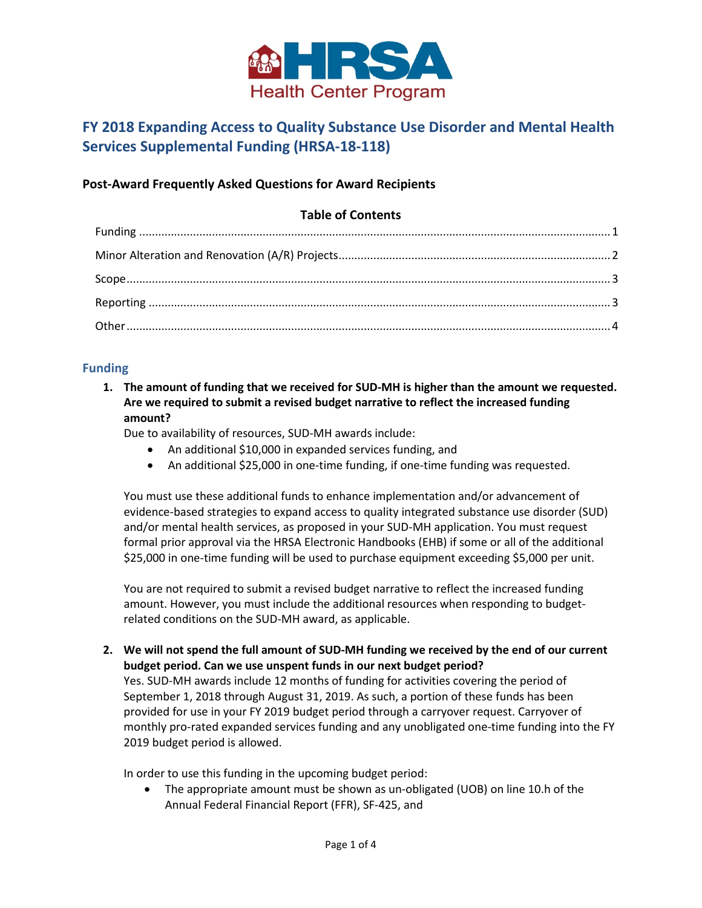HRSA Health Center Program

# FY 2018 Expanding Access to Quality Substance Use Disorder and Mental Health Services Supplemental Funding (HRSA-18-118)

### Post-Award Frequently Asked Questions for Award Recipients

**Table of Contents**

- Funding ........ 1
- Minor Alteration and Renovation (A/R) Projects ........ 2
- Scope ........ 3
- Reporting ........ 3
- Other ........ 4

## Funding

1. **The amount of funding that we received for SUD-MH is higher than the amount we requested. Are we required to submit a revised budget narrative to reflect the increased funding amount?**

   Due to availability of resources, SUD-MH awards include:
   - An additional $10,000 in expanded services funding, and
   - An additional $25,000 in one-time funding, if one-time funding was requested.

   You must use these additional funds to enhance implementation and/or advancement of evidence-based strategies to expand access to quality integrated substance use disorder (SUD) and/or mental health services, as proposed in your SUD-MH application. You must request formal prior approval via the HRSA Electronic Handbooks (EHB) if some or all of the additional $25,000 in one-time funding will be used to purchase equipment exceeding $5,000 per unit.

   You are not required to submit a revised budget narrative to reflect the increased funding amount. However, you must include the additional resources when responding to budget-related conditions on the SUD-MH award, as applicable.

2. **We will not spend the full amount of SUD-MH funding we received by the end of our current budget period. Can we use unspent funds in our next budget period?**

   Yes. SUD-MH awards include 12 months of funding for activities covering the period of September 1, 2018 through August 31, 2019. As such, a portion of these funds has been provided for use in your FY 2019 budget period through a carryover request. Carryover of monthly pro-rated expanded services funding and any unobligated one-time funding into the FY 2019 budget period is allowed.

   In order to use this funding in the upcoming budget period:
   - The appropriate amount must be shown as un-obligated (UOB) on line 10.h of the Annual Federal Financial Report (FFR), SF-425, and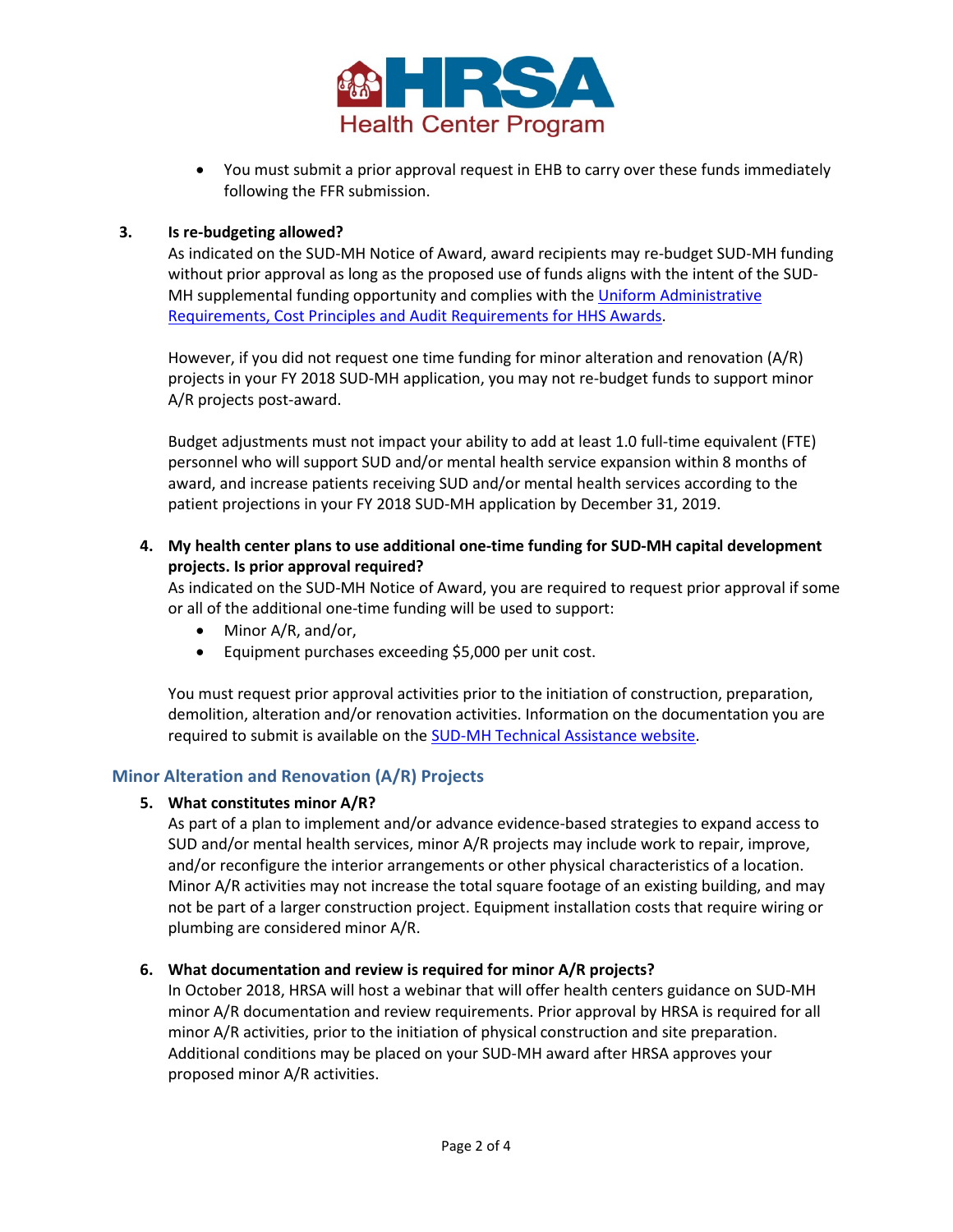- You must submit a prior approval request in EHB to carry over these funds immediately following the FFR submission.

3. **Is re-budgeting allowed?**
   As indicated on the SUD-MH Notice of Award, award recipients may re-budget SUD-MH funding without prior approval as long as the proposed use of funds aligns with the intent of the SUD-MH supplemental funding opportunity and complies with the Uniform Administrative Requirements, Cost Principles and Audit Requirements for HHS Awards.

   However, if you did not request one time funding for minor alteration and renovation (A/R) projects in your FY 2018 SUD-MH application, you may not re-budget funds to support minor A/R projects post-award.

   Budget adjustments must not impact your ability to add at least 1.0 full-time equivalent (FTE) personnel who will support SUD and/or mental health service expansion within 8 months of award, and increase patients receiving SUD and/or mental health services according to the patient projections in your FY 2018 SUD-MH application by December 31, 2019.

4. **My health center plans to use additional one-time funding for SUD-MH capital development projects. Is prior approval required?**
   As indicated on the SUD-MH Notice of Award, you are required to request prior approval if some or all of the additional one-time funding will be used to support:
   - Minor A/R, and/or,
   - Equipment purchases exceeding $5,000 per unit cost.

   You must request prior approval activities prior to the initiation of construction, preparation, demolition, alteration and/or renovation activities. Information on the documentation you are required to submit is available on the SUD-MH Technical Assistance website.

## Minor Alteration and Renovation (A/R) Projects

5. **What constitutes minor A/R?**
   As part of a plan to implement and/or advance evidence-based strategies to expand access to SUD and/or mental health services, minor A/R projects may include work to repair, improve, and/or reconfigure the interior arrangements or other physical characteristics of a location. Minor A/R activities may not increase the total square footage of an existing building, and may not be part of a larger construction project. Equipment installation costs that require wiring or plumbing are considered minor A/R.

6. **What documentation and review is required for minor A/R projects?**
   In October 2018, HRSA will host a webinar that will offer health centers guidance on SUD-MH minor A/R documentation and review requirements. Prior approval by HRSA is required for all minor A/R activities, prior to the initiation of physical construction and site preparation. Additional conditions may be placed on your SUD-MH award after HRSA approves your proposed minor A/R activities.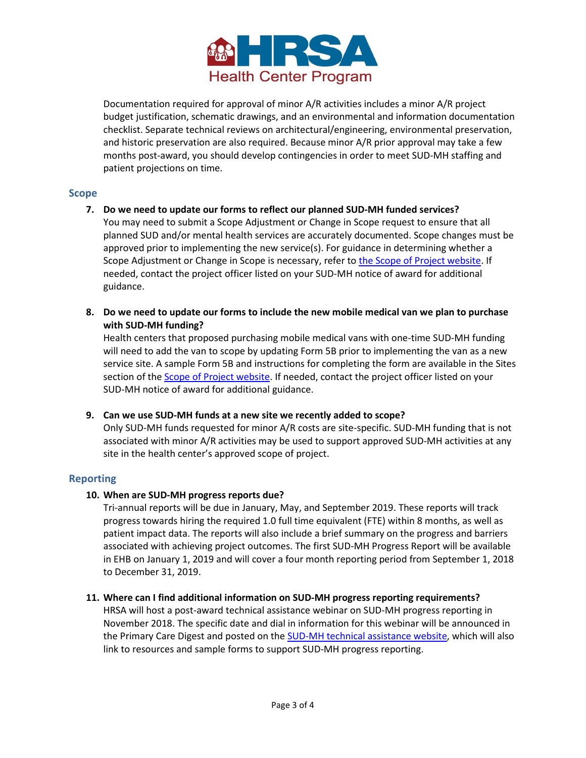Documentation required for approval of minor A/R activities includes a minor A/R project budget justification, schematic drawings, and an environmental and information documentation checklist. Separate technical reviews on architectural/engineering, environmental preservation, and historic preservation are also required. Because minor A/R prior approval may take a few months post-award, you should develop contingencies in order to meet SUD-MH staffing and patient projections on time.

## Scope

7. **Do we need to update our forms to reflect our planned SUD-MH funded services?**
   You may need to submit a Scope Adjustment or Change in Scope request to ensure that all planned SUD and/or mental health services are accurately documented. Scope changes must be approved prior to implementing the new service(s). For guidance in determining whether a Scope Adjustment or Change in Scope is necessary, refer to the Scope of Project website. If needed, contact the project officer listed on your SUD-MH notice of award for additional guidance.

8. **Do we need to update our forms to include the new mobile medical van we plan to purchase with SUD-MH funding?**
   Health centers that proposed purchasing mobile medical vans with one-time SUD-MH funding will need to add the van to scope by updating Form 5B prior to implementing the van as a new service site. A sample Form 5B and instructions for completing the form are available in the Sites section of the Scope of Project website. If needed, contact the project officer listed on your SUD-MH notice of award for additional guidance.

9. **Can we use SUD-MH funds at a new site we recently added to scope?**
   Only SUD-MH funds requested for minor A/R costs are site-specific. SUD-MH funding that is not associated with minor A/R activities may be used to support approved SUD-MH activities at any site in the health center's approved scope of project.

## Reporting

10. **When are SUD-MH progress reports due?**
    Tri-annual reports will be due in January, May, and September 2019. These reports will track progress towards hiring the required 1.0 full time equivalent (FTE) within 8 months, as well as patient impact data. The reports will also include a brief summary on the progress and barriers associated with achieving project outcomes. The first SUD-MH Progress Report will be available in EHB on January 1, 2019 and will cover a four month reporting period from September 1, 2018 to December 31, 2019.

11. **Where can I find additional information on SUD-MH progress reporting requirements?**
    HRSA will host a post-award technical assistance webinar on SUD-MH progress reporting in November 2018. The specific date and dial in information for this webinar will be announced in the Primary Care Digest and posted on the SUD-MH technical assistance website, which will also link to resources and sample forms to support SUD-MH progress reporting.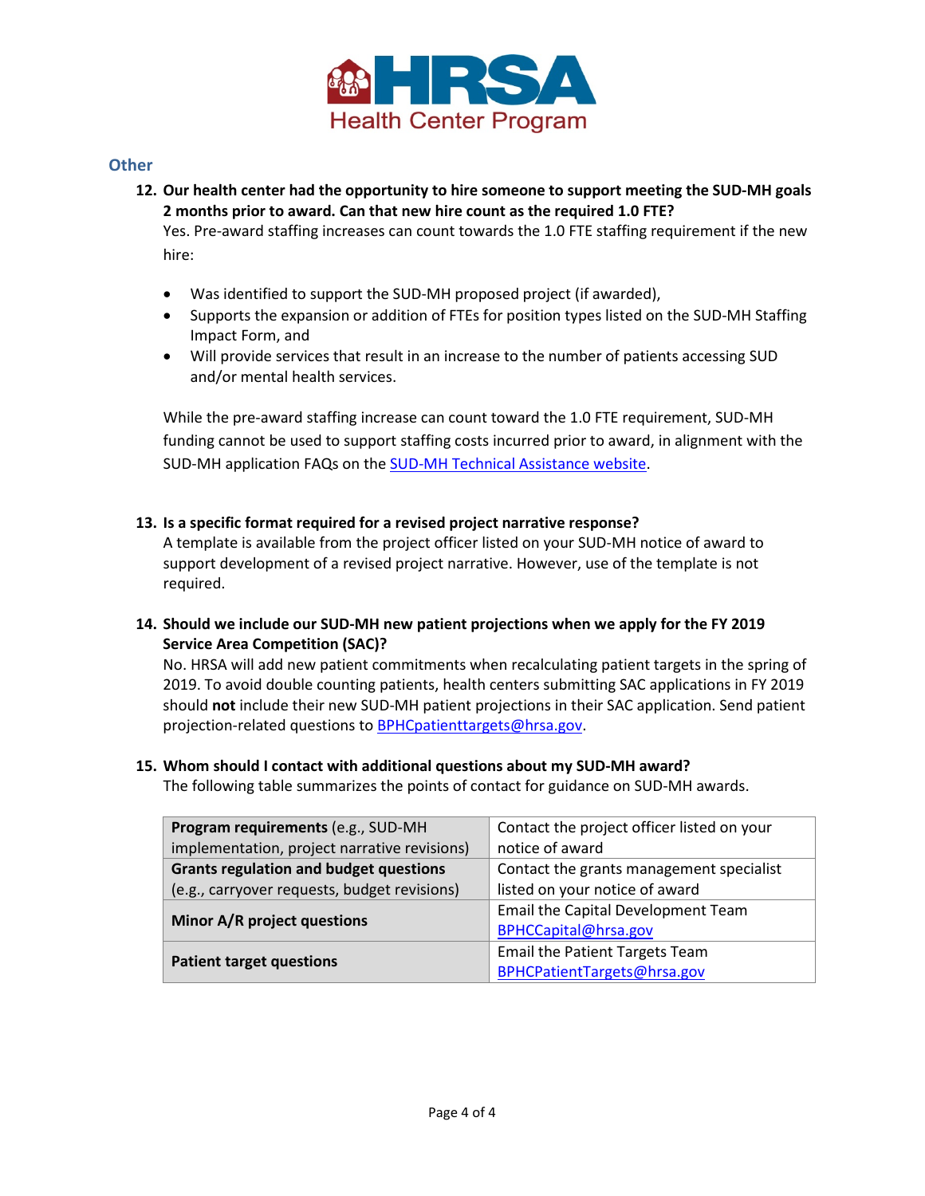## Other

**12. Our health center had the opportunity to hire someone to support meeting the SUD-MH goals 2 months prior to award. Can that new hire count as the required 1.0 FTE?**

Yes. Pre-award staffing increases can count towards the 1.0 FTE staffing requirement if the new hire:

- Was identified to support the SUD-MH proposed project (if awarded),
- Supports the expansion or addition of FTEs for position types listed on the SUD-MH Staffing Impact Form, and
- Will provide services that result in an increase to the number of patients accessing SUD and/or mental health services.

While the pre-award staffing increase can count toward the 1.0 FTE requirement, SUD-MH funding cannot be used to support staffing costs incurred prior to award, in alignment with the SUD-MH application FAQs on the SUD-MH Technical Assistance website.

**13. Is a specific format required for a revised project narrative response?**

A template is available from the project officer listed on your SUD-MH notice of award to support development of a revised project narrative. However, use of the template is not required.

**14. Should we include our SUD-MH new patient projections when we apply for the FY 2019 Service Area Competition (SAC)?**

No. HRSA will add new patient commitments when recalculating patient targets in the spring of 2019. To avoid double counting patients, health centers submitting SAC applications in FY 2019 should **not** include their new SUD-MH patient projections in their SAC application. Send patient projection-related questions to BPHCpatienttargets@hrsa.gov.

**15. Whom should I contact with additional questions about my SUD-MH award?**

The following table summarizes the points of contact for guidance on SUD-MH awards.

| | |
|---|---|
| **Program requirements** (e.g., SUD-MH implementation, project narrative revisions) | Contact the project officer listed on your notice of award |
| **Grants regulation and budget questions** (e.g., carryover requests, budget revisions) | Contact the grants management specialist listed on your notice of award |
| **Minor A/R project questions** | Email the Capital Development Team BPHCCapital@hrsa.gov |
| **Patient target questions** | Email the Patient Targets Team BPHCPatientTargets@hrsa.gov |